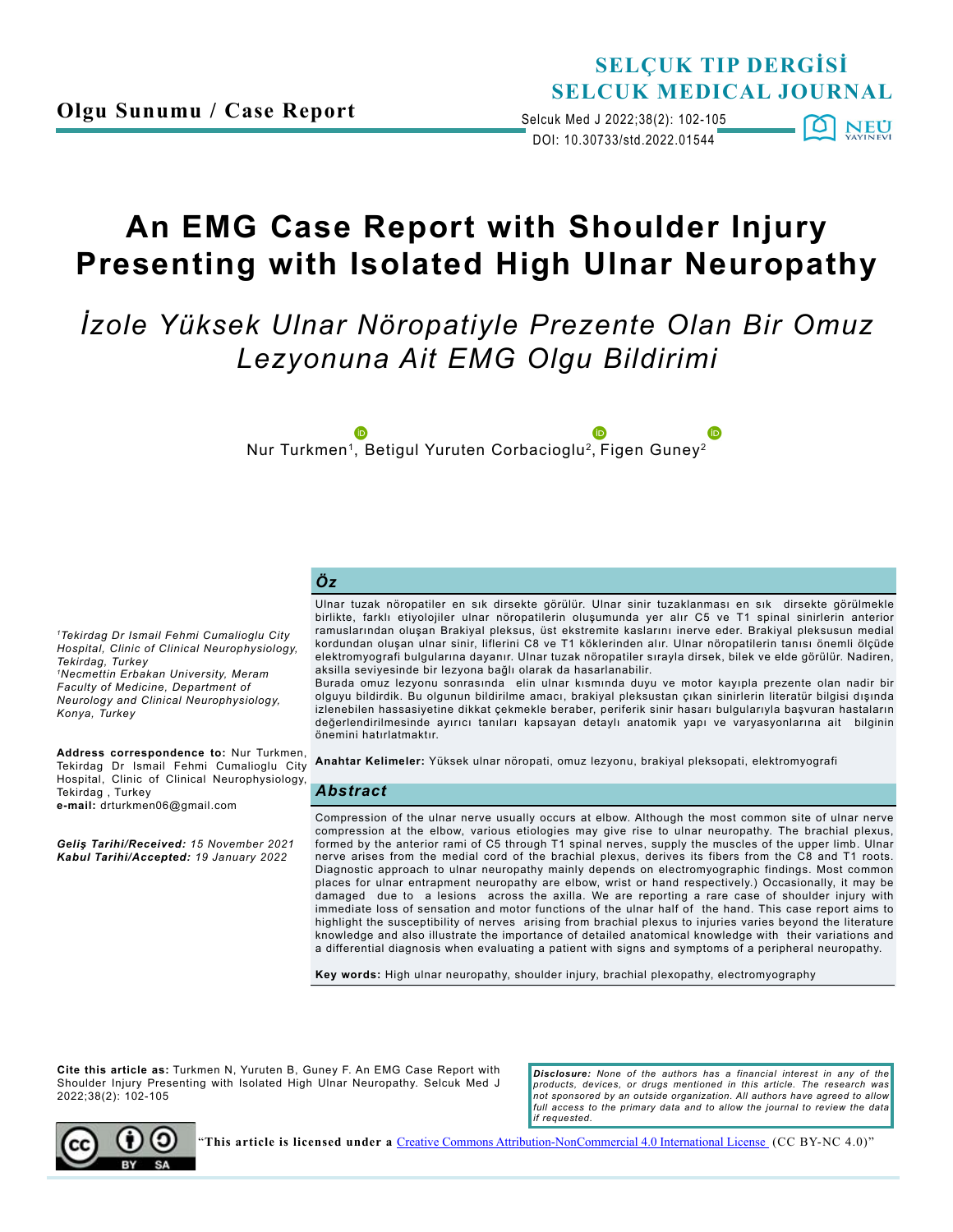Olgu Sunumu / Case Report

# An EMG Case Report with Shoulder Injury Presenting with Isolated High Ulnar Neuropathy

## *İzole Yüksek Ulnar Nöropatiyle Prezente Olan Bir Omuz Lezyonuna Ait EMG Olgu Bildirimi*

Nur Turkmen[1], Betigul Yuruten Corbacioglu[2], Figen Guney[2]

*[1]Tekirdag Dr Ismail Fehmi Cumalioglu City Hospital, Clinic of Clinical Neurophysiology, Tekirdag, Turkey*
*[1]Necmettin Erbakan University, Meram Faculty of Medicine, Department of Neurology and Clinical Neurophysiology, Konya, Turkey*

**Address correspondence to:** Nur Turkmen, Tekirdag Dr Ismail Fehmi Cumalioglu City Hospital, Clinic of Clinical Neurophysiology, Tekirdag , Turkey
**e-mail:** drturkmen06@gmail.com

***Geliş Tarihi/Received:*** *15 November 2021*
***Kabul Tarihi/Accepted:*** *19 January 2022*

### *Öz*

Ulnar tuzak nöropatiler en sık dirsekte görülür. Ulnar sinir tuzaklanması en sık dirsekte görülmekle birlikte, farklı etiyolojiler ulnar nöropatilerin oluşumunda yer alır C5 ve T1 spinal sinirlerin anterior ramuslarından oluşan Brakiyal pleksus, üst ekstremite kaslarını inerve eder. Brakiyal pleksusun medial kordundan oluşan ulnar sinir, liflerini C8 ve T1 köklerinden alır. Ulnar nöropatilerin tanısı önemli ölçüde elektromyografi bulgularına dayanır. Ulnar tuzak nöropatiler sırayla dirsek, bilek ve elde görülür. Nadiren, aksilla seviyesinde bir lezyona bağlı olarak da hasarlanabilir.

Burada omuz lezyonu sonrasında elin ulnar kısmında duyu ve motor kayıpla prezente olan nadir bir olguyu bildirdik. Bu olgunun bildirilme amacı, brakiyal pleksustan çıkan sinirlerin literatür bilgisi dışında izlenebilen hassasiyetine dikkat çekmekle beraber, periferik sinir hasarı bulgularıyla başvuran hastaların değerlendirilmesinde ayırıcı tanıları kapsayan detaylı anatomik yapı ve varyasyonlarına ait bilginin önemini hatırlatmaktır.

**Anahtar Kelimeler:** Yüksek ulnar nöropati, omuz lezyonu, brakiyal pleksopati, elektromyografi

### *Abstract*

Compression of the ulnar nerve usually occurs at elbow. Although the most common site of ulnar nerve compression at the elbow, various etiologies may give rise to ulnar neuropathy. The brachial plexus, formed by the anterior rami of C5 through T1 spinal nerves, supply the muscles of the upper limb. Ulnar nerve arises from the medial cord of the brachial plexus, derives its fibers from the C8 and T1 roots. Diagnostic approach to ulnar neuropathy mainly depends on electromyographic findings. Most common places for ulnar entrapment neuropathy are elbow, wrist or hand respectively.) Occasionally, it may be damaged due to a lesions across the axilla. We are reporting a rare case of shoulder injury with immediate loss of sensation and motor functions of the ulnar half of the hand. This case report aims to highlight the susceptibility of nerves arising from brachial plexus to injuries varies beyond the literature knowledge and also illustrate the importance of detailed anatomical knowledge with their variations and a differential diagnosis when evaluating a patient with signs and symptoms of a peripheral neuropathy.

**Key words:** High ulnar neuropathy, shoulder injury, brachial plexopathy, electromyography

**Cite this article as:** Turkmen N, Yuruten B, Guney F. An EMG Case Report with Shoulder Injury Presenting with Isolated High Ulnar Neuropathy. Selcuk Med J 2022;38(2): 102-105

***Disclosure:*** *None of the authors has a financial interest in any of the products, devices, or drugs mentioned in this article. The research was not sponsored by an outside organization. All authors have agreed to allow full access to the primary data and to allow the journal to review the data if requested.*

"**This article is licensed under a** Creative Commons Attribution-NonCommercial 4.0 International License (CC BY-NC 4.0)"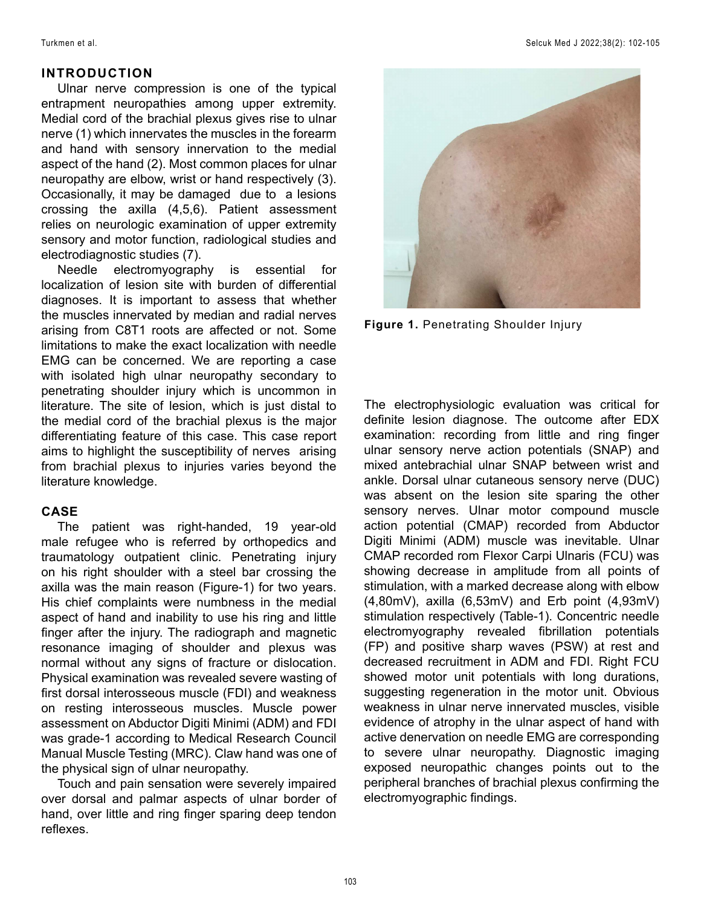## INTRODUCTION

Ulnar nerve compression is one of the typical entrapment neuropathies among upper extremity. Medial cord of the brachial plexus gives rise to ulnar nerve (1) which innervates the muscles in the forearm and hand with sensory innervation to the medial aspect of the hand (2). Most common places for ulnar neuropathy are elbow, wrist or hand respectively (3). Occasionally, it may be damaged due to a lesions crossing the axilla (4,5,6). Patient assessment relies on neurologic examination of upper extremity sensory and motor function, radiological studies and electrodiagnostic studies (7).

Needle electromyography is essential for localization of lesion site with burden of differential diagnoses. It is important to assess that whether the muscles innervated by median and radial nerves arising from C8T1 roots are affected or not. Some limitations to make the exact localization with needle EMG can be concerned. We are reporting a case with isolated high ulnar neuropathy secondary to penetrating shoulder injury which is uncommon in literature. The site of lesion, which is just distal to the medial cord of the brachial plexus is the major differentiating feature of this case. This case report aims to highlight the susceptibility of nerves arising from brachial plexus to injuries varies beyond the literature knowledge.

## CASE

The patient was right-handed, 19 year-old male refugee who is referred by orthopedics and traumatology outpatient clinic. Penetrating injury on his right shoulder with a steel bar crossing the axilla was the main reason (Figure-1) for two years. His chief complaints were numbness in the medial aspect of hand and inability to use his ring and little finger after the injury. The radiograph and magnetic resonance imaging of shoulder and plexus was normal without any signs of fracture or dislocation. Physical examination was revealed severe wasting of first dorsal interosseous muscle (FDI) and weakness on resting interosseous muscles. Muscle power assessment on Abductor Digiti Minimi (ADM) and FDI was grade-1 according to Medical Research Council Manual Muscle Testing (MRC). Claw hand was one of the physical sign of ulnar neuropathy.

Touch and pain sensation were severely impaired over dorsal and palmar aspects of ulnar border of hand, over little and ring finger sparing deep tendon reflexes.

**Figure 1.** Penetrating Shoulder Injury

The electrophysiologic evaluation was critical for definite lesion diagnose. The outcome after EDX examination: recording from little and ring finger ulnar sensory nerve action potentials (SNAP) and mixed antebrachial ulnar SNAP between wrist and ankle. Dorsal ulnar cutaneous sensory nerve (DUC) was absent on the lesion site sparing the other sensory nerves. Ulnar motor compound muscle action potential (CMAP) recorded from Abductor Digiti Minimi (ADM) muscle was inevitable. Ulnar CMAP recorded rom Flexor Carpi Ulnaris (FCU) was showing decrease in amplitude from all points of stimulation, with a marked decrease along with elbow (4,80mV), axilla (6,53mV) and Erb point (4,93mV) stimulation respectively (Table-1). Concentric needle electromyography revealed fibrillation potentials (FP) and positive sharp waves (PSW) at rest and decreased recruitment in ADM and FDI. Right FCU showed motor unit potentials with long durations, suggesting regeneration in the motor unit. Obvious weakness in ulnar nerve innervated muscles, visible evidence of atrophy in the ulnar aspect of hand with active denervation on needle EMG are corresponding to severe ulnar neuropathy. Diagnostic imaging exposed neuropathic changes points out to the peripheral branches of brachial plexus confirming the electromyographic findings.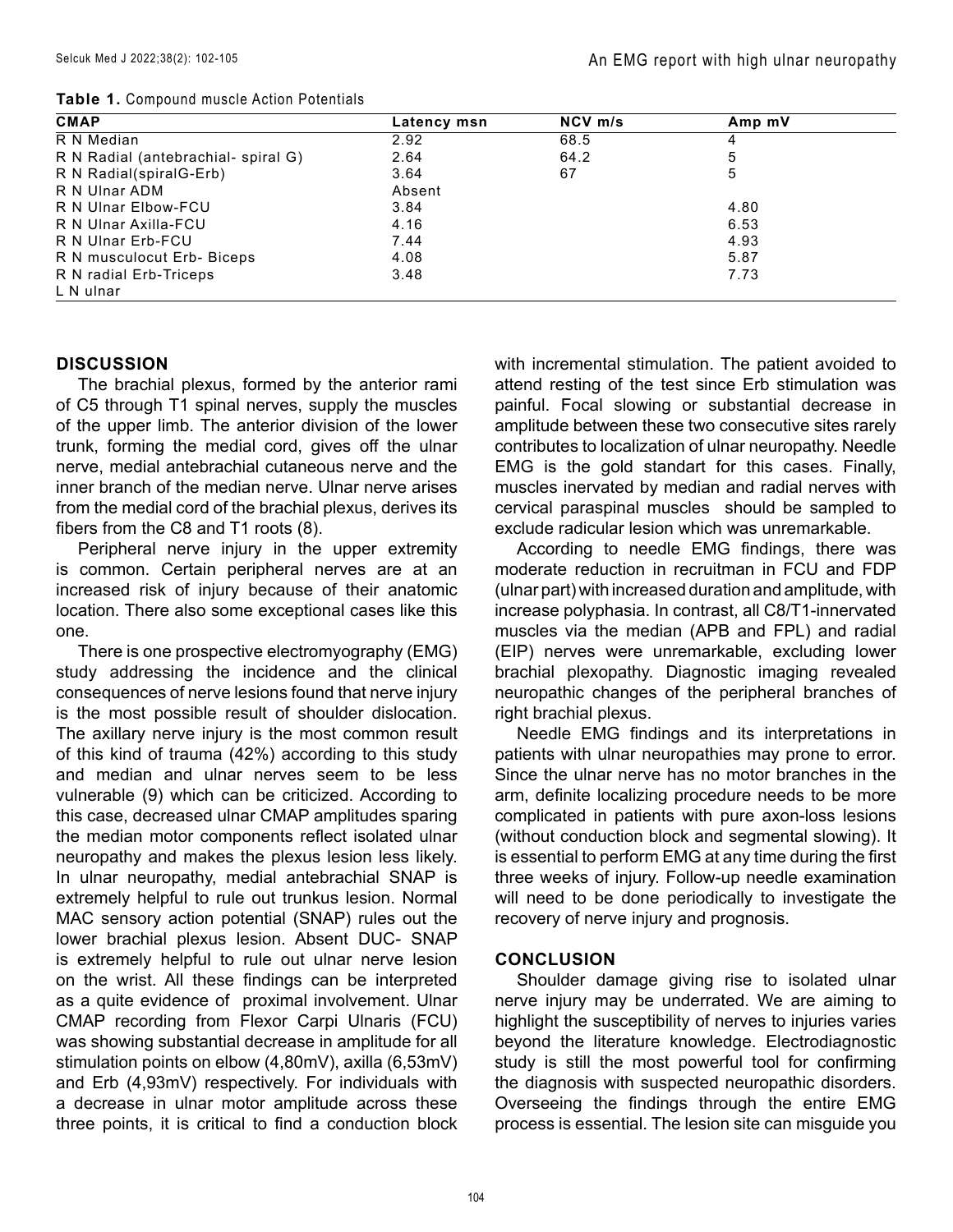**Table 1.** Compound muscle Action Potentials

| CMAP | Latency msn | NCV m/s | Amp mV |
|---|---|---|---|
| R N Median | 2.92 | 68.5 | 4 |
| R N Radial (antebrachial- spiral G) | 2.64 | 64.2 | 5 |
| R N Radial(spiralG-Erb) | 3.64 | 67 | 5 |
| R N Ulnar ADM | Absent | | |
| R N Ulnar Elbow-FCU | 3.84 | | 4.80 |
| R N Ulnar Axilla-FCU | 4.16 | | 6.53 |
| R N Ulnar Erb-FCU | 7.44 | | 4.93 |
| R N musculocut Erb- Biceps | 4.08 | | 5.87 |
| R N radial Erb-Triceps | 3.48 | | 7.73 |
| L N ulnar | | | |

## DISCUSSION

The brachial plexus, formed by the anterior rami of C5 through T1 spinal nerves, supply the muscles of the upper limb. The anterior division of the lower trunk, forming the medial cord, gives off the ulnar nerve, medial antebrachial cutaneous nerve and the inner branch of the median nerve. Ulnar nerve arises from the medial cord of the brachial plexus, derives its fibers from the C8 and T1 roots (8).

Peripheral nerve injury in the upper extremity is common. Certain peripheral nerves are at an increased risk of injury because of their anatomic location. There also some exceptional cases like this one.

There is one prospective electromyography (EMG) study addressing the incidence and the clinical consequences of nerve lesions found that nerve injury is the most possible result of shoulder dislocation. The axillary nerve injury is the most common result of this kind of trauma (42%) according to this study and median and ulnar nerves seem to be less vulnerable (9) which can be criticized. According to this case, decreased ulnar CMAP amplitudes sparing the median motor components reflect isolated ulnar neuropathy and makes the plexus lesion less likely. In ulnar neuropathy, medial antebrachial SNAP is extremely helpful to rule out trunkus lesion. Normal MAC sensory action potential (SNAP) rules out the lower brachial plexus lesion. Absent DUC- SNAP is extremely helpful to rule out ulnar nerve lesion on the wrist. All these findings can be interpreted as a quite evidence of proximal involvement. Ulnar CMAP recording from Flexor Carpi Ulnaris (FCU) was showing substantial decrease in amplitude for all stimulation points on elbow (4,80mV), axilla (6,53mV) and Erb (4,93mV) respectively. For individuals with a decrease in ulnar motor amplitude across these three points, it is critical to find a conduction block with incremental stimulation. The patient avoided to attend resting of the test since Erb stimulation was painful. Focal slowing or substantial decrease in amplitude between these two consecutive sites rarely contributes to localization of ulnar neuropathy. Needle EMG is the gold standart for this cases. Finally, muscles inervated by median and radial nerves with cervical paraspinal muscles should be sampled to exclude radicular lesion which was unremarkable.

According to needle EMG findings, there was moderate reduction in recruitman in FCU and FDP (ulnar part) with increased duration and amplitude, with increase polyphasia. In contrast, all C8/T1-innervated muscles via the median (APB and FPL) and radial (EIP) nerves were unremarkable, excluding lower brachial plexopathy. Diagnostic imaging revealed neuropathic changes of the peripheral branches of right brachial plexus.

Needle EMG findings and its interpretations in patients with ulnar neuropathies may prone to error. Since the ulnar nerve has no motor branches in the arm, definite localizing procedure needs to be more complicated in patients with pure axon-loss lesions (without conduction block and segmental slowing). It is essential to perform EMG at any time during the first three weeks of injury. Follow-up needle examination will need to be done periodically to investigate the recovery of nerve injury and prognosis.

## CONCLUSION

Shoulder damage giving rise to isolated ulnar nerve injury may be underrated. We are aiming to highlight the susceptibility of nerves to injuries varies beyond the literature knowledge. Electrodiagnostic study is still the most powerful tool for confirming the diagnosis with suspected neuropathic disorders. Overseeing the findings through the entire EMG process is essential. The lesion site can misguide you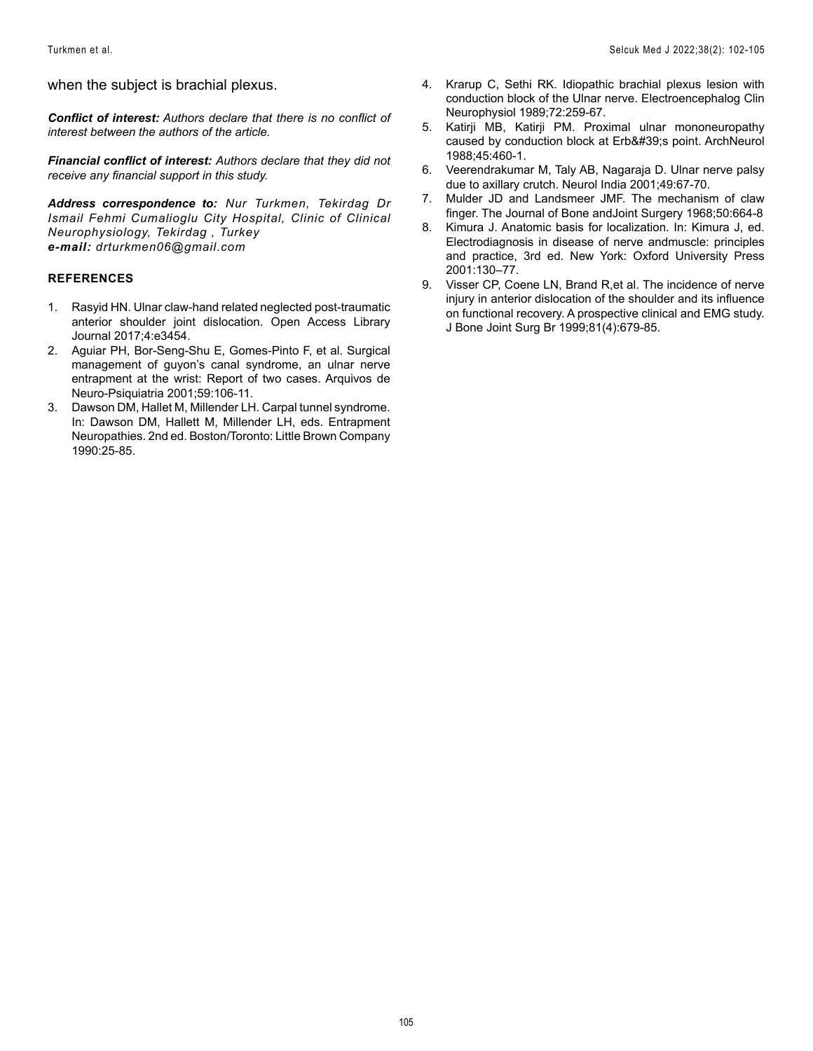when the subject is brachial plexus.

***Conflict of interest:*** *Authors declare that there is no conflict of interest between the authors of the article.*

***Financial conflict of interest:*** *Authors declare that they did not receive any financial support in this study.*

***Address correspondence to:*** *Nur Turkmen, Tekirdag Dr Ismail Fehmi Cumalioglu City Hospital, Clinic of Clinical Neurophysiology, Tekirdag , Turkey*
***e-mail:*** *drturkmen06@gmail.com*

## REFERENCES

1. Rasyid HN. Ulnar claw-hand related neglected post-traumatic anterior shoulder joint dislocation. Open Access Library Journal 2017;4:e3454.
2. Aguiar PH, Bor-Seng-Shu E, Gomes-Pinto F, et al. Surgical management of guyon's canal syndrome, an ulnar nerve entrapment at the wrist: Report of two cases. Arquivos de Neuro-Psiquiatria 2001;59:106-11.
3. Dawson DM, Hallet M, Millender LH. Carpal tunnel syndrome. In: Dawson DM, Hallett M, Millender LH, eds. Entrapment Neuropathies. 2nd ed. Boston/Toronto: Little Brown Company 1990:25-85.
4. Krarup C, Sethi RK. Idiopathic brachial plexus lesion with conduction block of the Ulnar nerve. Electroencephalog Clin Neurophysiol 1989;72:259-67.
5. Katirji MB, Katirji PM. Proximal ulnar mononeuropathy caused by conduction block at Erb&#39;s point. ArchNeurol 1988;45:460-1.
6. Veerendrakumar M, Taly AB, Nagaraja D. Ulnar nerve palsy due to axillary crutch. Neurol India 2001;49:67-70.
7. Mulder JD and Landsmeer JMF. The mechanism of claw finger. The Journal of Bone andJoint Surgery 1968;50:664-8
8. Kimura J. Anatomic basis for localization. In: Kimura J, ed. Electrodiagnosis in disease of nerve andmuscle: principles and practice, 3rd ed. New York: Oxford University Press 2001:130–77.
9. Visser CP, Coene LN, Brand R,et al. The incidence of nerve injury in anterior dislocation of the shoulder and its influence on functional recovery. A prospective clinical and EMG study. J Bone Joint Surg Br 1999;81(4):679-85.